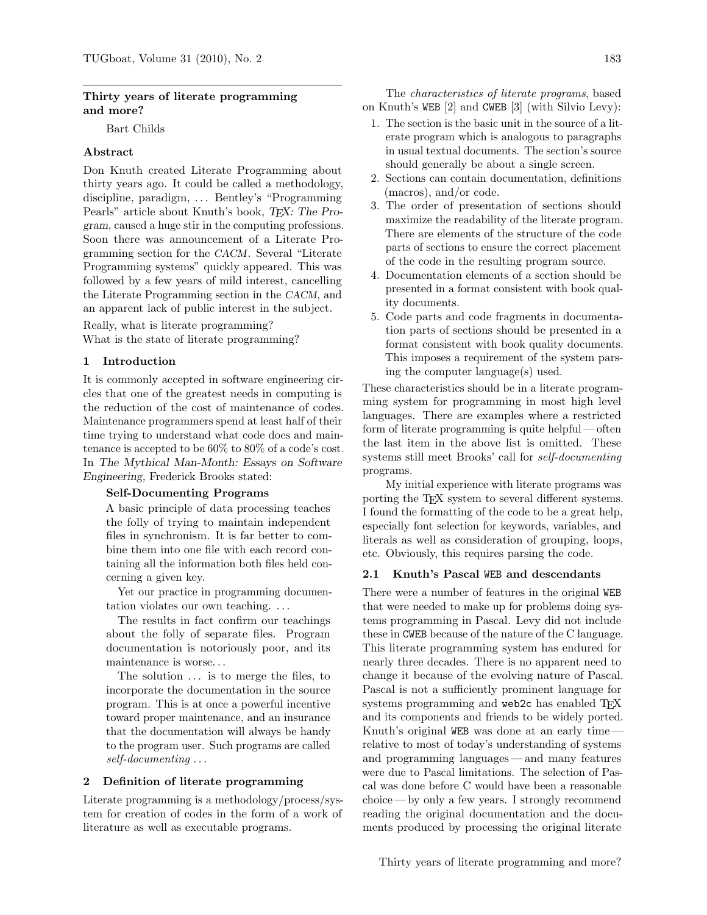# Thirty years of literate programming and more?

Bart Childs

## Abstract

Don Knuth created Literate Programming about thirty years ago. It could be called a methodology, discipline, paradigm, ... Bentley's "Programming Pearls" article about Knuth's book, *TEX: The Program*, caused a huge stir in the computing professions. Soon there was announcement of a Literate Programming section for the *CACM*. Several "Literate Programming systems" quickly appeared. This was followed by a few years of mild interest, cancelling the Literate Programming section in the *CACM*, and an apparent lack of public interest in the subject.

Really, what is literate programming?
What is the state of literate programming?

## 1 Introduction

It is commonly accepted in software engineering circles that one of the greatest needs in computing is the reduction of the cost of maintenance of codes. Maintenance programmers spend at least half of their time trying to understand what code does and maintenance is accepted to be 60% to 80% of a code's cost. In *The Mythical Man-Month: Essays on Software Engineering*, Frederick Brooks stated:

> **Self-Documenting Programs**
>
> A basic principle of data processing teaches the folly of trying to maintain independent files in synchronism. It is far better to combine them into one file with each record containing all the information both files held concerning a given key.
>
> Yet our practice in programming documentation violates our own teaching. ...
>
> The results in fact confirm our teachings about the folly of separate files. Program documentation is notoriously poor, and its maintenance is worse...
>
> The solution ... is to merge the files, to incorporate the documentation in the source program. This is at once a powerful incentive toward proper maintenance, and an insurance that the documentation will always be handy to the program user. Such programs are called *self-documenting* ...

## 2 Definition of literate programming

Literate programming is a methodology/process/system for creation of codes in the form of a work of literature as well as executable programs.

The *characteristics of literate programs*, based on Knuth's `WEB` [2] and `CWEB` [3] (with Silvio Levy):

1. The section is the basic unit in the source of a literate program which is analogous to paragraphs in usual textual documents. The section's source should generally be about a single screen.
2. Sections can contain documentation, definitions (macros), and/or code.
3. The order of presentation of sections should maximize the readability of the literate program. There are elements of the structure of the code parts of sections to ensure the correct placement of the code in the resulting program source.
4. Documentation elements of a section should be presented in a format consistent with book quality documents.
5. Code parts and code fragments in documentation parts of sections should be presented in a format consistent with book quality documents. This imposes a requirement of the system parsing the computer language(s) used.

These characteristics should be in a literate programming system for programming in most high level languages. There are examples where a restricted form of literate programming is quite helpful — often the last item in the above list is omitted. These systems still meet Brooks' call for *self-documenting* programs.

My initial experience with literate programs was porting the TEX system to several different systems. I found the formatting of the code to be a great help, especially font selection for keywords, variables, and literals as well as consideration of grouping, loops, etc. Obviously, this requires parsing the code.

### 2.1 Knuth's Pascal `WEB` and descendants

There were a number of features in the original `WEB` that were needed to make up for problems doing systems programming in Pascal. Levy did not include these in `CWEB` because of the nature of the C language. This literate programming system has endured for nearly three decades. There is no apparent need to change it because of the evolving nature of Pascal. Pascal is not a sufficiently prominent language for systems programming and `web2c` has enabled TEX and its components and friends to be widely ported. Knuth's original `WEB` was done at an early time — relative to most of today's understanding of systems and programming languages — and many features were due to Pascal limitations. The selection of Pascal was done before C would have been a reasonable choice — by only a few years. I strongly recommend reading the original documentation and the documents produced by processing the original literate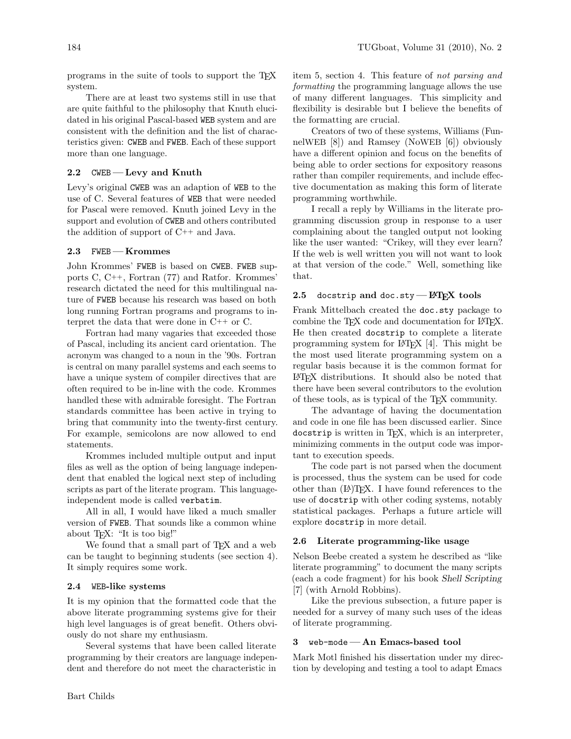programs in the suite of tools to support the TEX system.

There are at least two systems still in use that are quite faithful to the philosophy that Knuth elucidated in his original Pascal-based `WEB` system and are consistent with the definition and the list of characteristics given: `CWEB` and `FWEB`. Each of these support more than one language.

### 2.2 `CWEB` — Levy and Knuth

Levy's original `CWEB` was an adaption of `WEB` to the use of C. Several features of `WEB` that were needed for Pascal were removed. Knuth joined Levy in the support and evolution of `CWEB` and others contributed the addition of support of C++ and Java.

### 2.3 `FWEB` — Krommes

John Krommes' `FWEB` is based on `CWEB`. `FWEB` supports C, C++, Fortran (77) and Ratfor. Krommes' research dictated the need for this multilingual nature of `FWEB` because his research was based on both long running Fortran programs and programs to interpret the data that were done in C++ or C.

Fortran had many vagaries that exceeded those of Pascal, including its ancient card orientation. The acronym was changed to a noun in the '90s. Fortran is central on many parallel systems and each seems to have a unique system of compiler directives that are often required to be in-line with the code. Krommes handled these with admirable foresight. The Fortran standards committee has been active in trying to bring that community into the twenty-first century. For example, semicolons are now allowed to end statements.

Krommes included multiple output and input files as well as the option of being language independent that enabled the logical next step of including scripts as part of the literate program. This language-independent mode is called `verbatim`.

All in all, I would have liked a much smaller version of `FWEB`. That sounds like a common whine about TEX: "It is too big!"

We found that a small part of TEX and a web can be taught to beginning students (see section 4). It simply requires some work.

### 2.4 `WEB`-like systems

It is my opinion that the formatted code that the above literate programming systems give for their high level languages is of great benefit. Others obviously do not share my enthusiasm.

Several systems that have been called literate programming by their creators are language independent and therefore do not meet the characteristic in item 5, section 4. This feature of *not parsing and formatting* the programming language allows the use of many different languages. This simplicity and flexibility is desirable but I believe the benefits of the formatting are crucial.

Creators of two of these systems, Williams (FunnelWEB [8]) and Ramsey (NoWEB [6]) obviously have a different opinion and focus on the benefits of being able to order sections for expository reasons rather than compiler requirements, and include effective documentation as making this form of literate programming worthwhile.

I recall a reply by Williams in the literate programming discussion group in response to a user complaining about the tangled output not looking like the user wanted: "Crikey, will they ever learn? If the web is well written you will not want to look at that version of the code." Well, something like that.

### 2.5 `docstrip` and `doc.sty` — LATEX tools

Frank Mittelbach created the `doc.sty` package to combine the TEX code and documentation for LATEX. He then created `docstrip` to complete a literate programming system for LATEX [4]. This might be the most used literate programming system on a regular basis because it is the common format for LATEX distributions. It should also be noted that there have been several contributors to the evolution of these tools, as is typical of the TEX community.

The advantage of having the documentation and code in one file has been discussed earlier. Since `docstrip` is written in TEX, which is an interpreter, minimizing comments in the output code was important to execution speeds.

The code part is not parsed when the document is processed, thus the system can be used for code other than (LA)TEX. I have found references to the use of `docstrip` with other coding systems, notably statistical packages. Perhaps a future article will explore `docstrip` in more detail.

### 2.6 Literate programming-like usage

Nelson Beebe created a system he described as "like literate programming" to document the many scripts (each a code fragment) for his book *Shell Scripting* [7] (with Arnold Robbins).

Like the previous subsection, a future paper is needed for a survey of many such uses of the ideas of literate programming.

## 3 `web-mode` — An Emacs-based tool

Mark Motl finished his dissertation under my direction by developing and testing a tool to adapt Emacs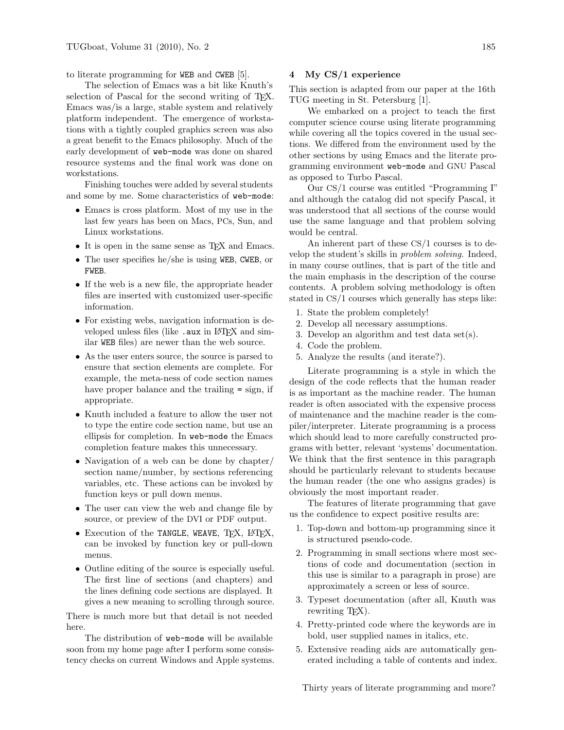to literate programming for WEB and CWEB [5].

The selection of Emacs was a bit like Knuth's selection of Pascal for the second writing of TeX. Emacs was/is a large, stable system and relatively platform independent. The emergence of workstations with a tightly coupled graphics screen was also a great benefit to the Emacs philosophy. Much of the early development of web-mode was done on shared resource systems and the final work was done on workstations.

Finishing touches were added by several students and some by me. Some characteristics of web-mode:

- Emacs is cross platform. Most of my use in the last few years has been on Macs, PCs, Sun, and Linux workstations.
- It is open in the same sense as TeX and Emacs.
- The user specifies he/she is using WEB, CWEB, or FWEB.
- If the web is a new file, the appropriate header files are inserted with customized user-specific information.
- For existing webs, navigation information is developed unless files (like .aux in LaTeX and similar WEB files) are newer than the web source.
- As the user enters source, the source is parsed to ensure that section elements are complete. For example, the meta-ness of code section names have proper balance and the trailing = sign, if appropriate.
- Knuth included a feature to allow the user not to type the entire code section name, but use an ellipsis for completion. In web-mode the Emacs completion feature makes this unnecessary.
- Navigation of a web can be done by chapter/section name/number, by sections referencing variables, etc. These actions can be invoked by function keys or pull down menus.
- The user can view the web and change file by source, or preview of the DVI or PDF output.
- Execution of the TANGLE, WEAVE, TeX, LaTeX, can be invoked by function key or pull-down menus.
- Outline editing of the source is especially useful. The first line of sections (and chapters) and the lines defining code sections are displayed. It gives a new meaning to scrolling through source.

There is much more but that detail is not needed here.

The distribution of web-mode will be available soon from my home page after I perform some consistency checks on current Windows and Apple systems.

## 4 My CS/1 experience

This section is adapted from our paper at the 16th TUG meeting in St. Petersburg [1].

We embarked on a project to teach the first computer science course using literate programming while covering all the topics covered in the usual sections. We differed from the environment used by the other sections by using Emacs and the literate programming environment web-mode and GNU Pascal as opposed to Turbo Pascal.

Our CS/1 course was entitled "Programming I" and although the catalog did not specify Pascal, it was understood that all sections of the course would use the same language and that problem solving would be central.

An inherent part of these CS/1 courses is to develop the student's skills in *problem solving*. Indeed, in many course outlines, that is part of the title and the main emphasis in the description of the course contents. A problem solving methodology is often stated in CS/1 courses which generally has steps like:

1. State the problem completely!
2. Develop all necessary assumptions.
3. Develop an algorithm and test data set(s).
4. Code the problem.
5. Analyze the results (and iterate?).

Literate programming is a style in which the design of the code reflects that the human reader is as important as the machine reader. The human reader is often associated with the expensive process of maintenance and the machine reader is the compiler/interpreter. Literate programming is a process which should lead to more carefully constructed programs with better, relevant 'systems' documentation. We think that the first sentence in this paragraph should be particularly relevant to students because the human reader (the one who assigns grades) is obviously the most important reader.

The features of literate programming that gave us the confidence to expect positive results are:

1. Top-down and bottom-up programming since it is structured pseudo-code.
2. Programming in small sections where most sections of code and documentation (section in this use is similar to a paragraph in prose) are approximately a screen or less of source.
3. Typeset documentation (after all, Knuth was rewriting TeX).
4. Pretty-printed code where the keywords are in bold, user supplied names in italics, etc.
5. Extensive reading aids are automatically generated including a table of contents and index.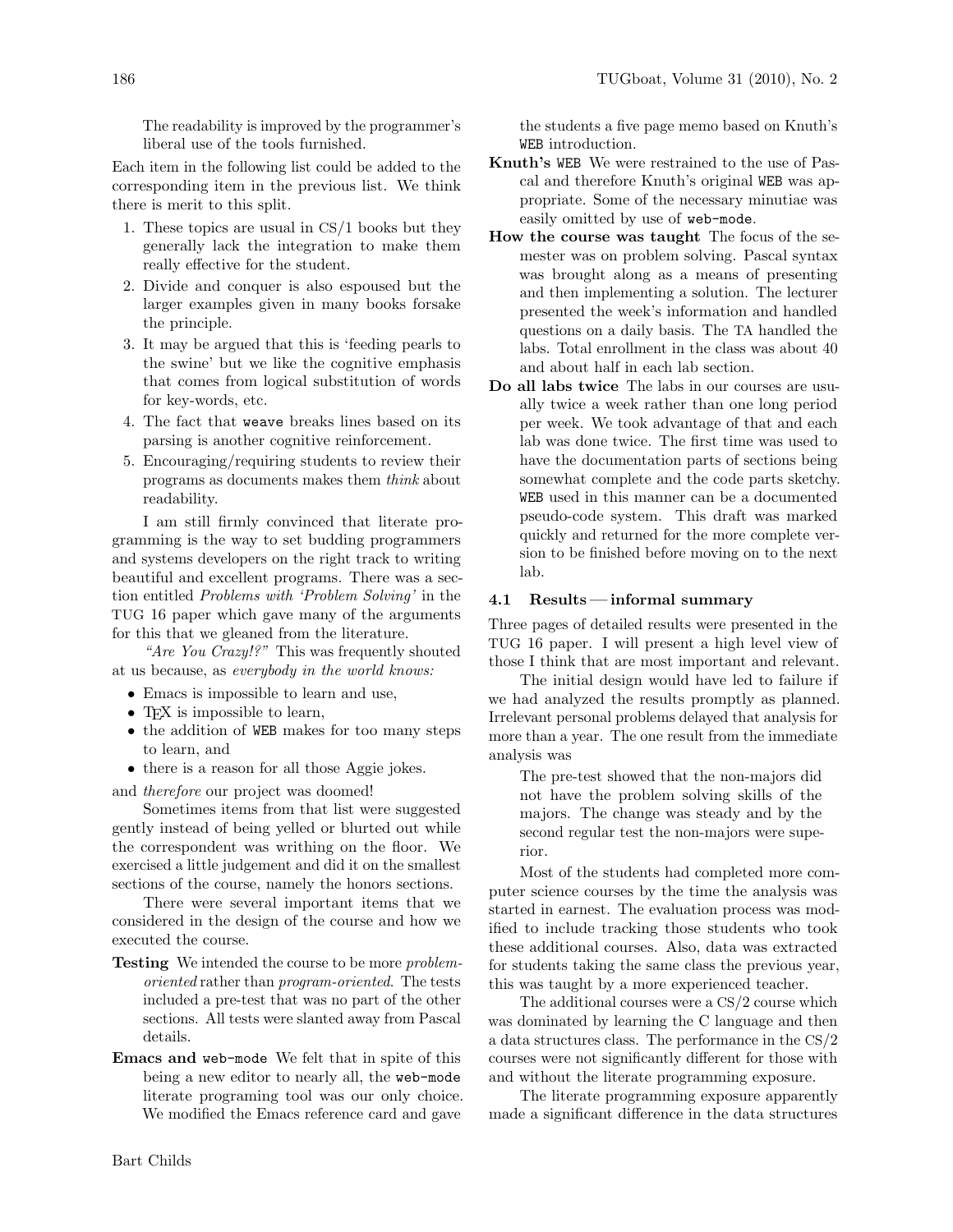The readability is improved by the programmer's liberal use of the tools furnished.

Each item in the following list could be added to the corresponding item in the previous list. We think there is merit to this split.

1. These topics are usual in CS/1 books but they generally lack the integration to make them really effective for the student.
2. Divide and conquer is also espoused but the larger examples given in many books forsake the principle.
3. It may be argued that this is 'feeding pearls to the swine' but we like the cognitive emphasis that comes from logical substitution of words for key-words, etc.
4. The fact that `weave` breaks lines based on its parsing is another cognitive reinforcement.
5. Encouraging/requiring students to review their programs as documents makes them *think* about readability.

I am still firmly convinced that literate programming is the way to set budding programmers and systems developers on the right track to writing beautiful and excellent programs. There was a section entitled *Problems with 'Problem Solving'* in the TUG 16 paper which gave many of the arguments for this that we gleaned from the literature.

*"Are You Crazy!?"* This was frequently shouted at us because, as *everybody in the world knows:*

- Emacs is impossible to learn and use,
- TeX is impossible to learn,
- the addition of `WEB` makes for too many steps to learn, and
- there is a reason for all those Aggie jokes.

and *therefore* our project was doomed!

Sometimes items from that list were suggested gently instead of being yelled or blurted out while the correspondent was writhing on the floor. We exercised a little judgement and did it on the smallest sections of the course, namely the honors sections.

There were several important items that we considered in the design of the course and how we executed the course.

**Testing** We intended the course to be more *problem-oriented* rather than *program-oriented*. The tests included a pre-test that was no part of the other sections. All tests were slanted away from Pascal details.

**Emacs and `web-mode`** We felt that in spite of this being a new editor to nearly all, the `web-mode` literate programing tool was our only choice. We modified the Emacs reference card and gave the students a five page memo based on Knuth's `WEB` introduction.

**Knuth's `WEB`** We were restrained to the use of Pascal and therefore Knuth's original `WEB` was appropriate. Some of the necessary minutiae was easily omitted by use of `web-mode`.

**How the course was taught** The focus of the semester was on problem solving. Pascal syntax was brought along as a means of presenting and then implementing a solution. The lecturer presented the week's information and handled questions on a daily basis. The TA handled the labs. Total enrollment in the class was about 40 and about half in each lab section.

**Do all labs twice** The labs in our courses are usually twice a week rather than one long period per week. We took advantage of that and each lab was done twice. The first time was used to have the documentation parts of sections being somewhat complete and the code parts sketchy. `WEB` used in this manner can be a documented pseudo-code system. This draft was marked quickly and returned for the more complete version to be finished before moving on to the next lab.

### 4.1 Results — informal summary

Three pages of detailed results were presented in the TUG 16 paper. I will present a high level view of those I think that are most important and relevant.

The initial design would have led to failure if we had analyzed the results promptly as planned. Irrelevant personal problems delayed that analysis for more than a year. The one result from the immediate analysis was

> The pre-test showed that the non-majors did not have the problem solving skills of the majors. The change was steady and by the second regular test the non-majors were superior.

Most of the students had completed more computer science courses by the time the analysis was started in earnest. The evaluation process was modified to include tracking those students who took these additional courses. Also, data was extracted for students taking the same class the previous year, this was taught by a more experienced teacher.

The additional courses were a CS/2 course which was dominated by learning the C language and then a data structures class. The performance in the CS/2 courses were not significantly different for those with and without the literate programming exposure.

The literate programming exposure apparently made a significant difference in the data structures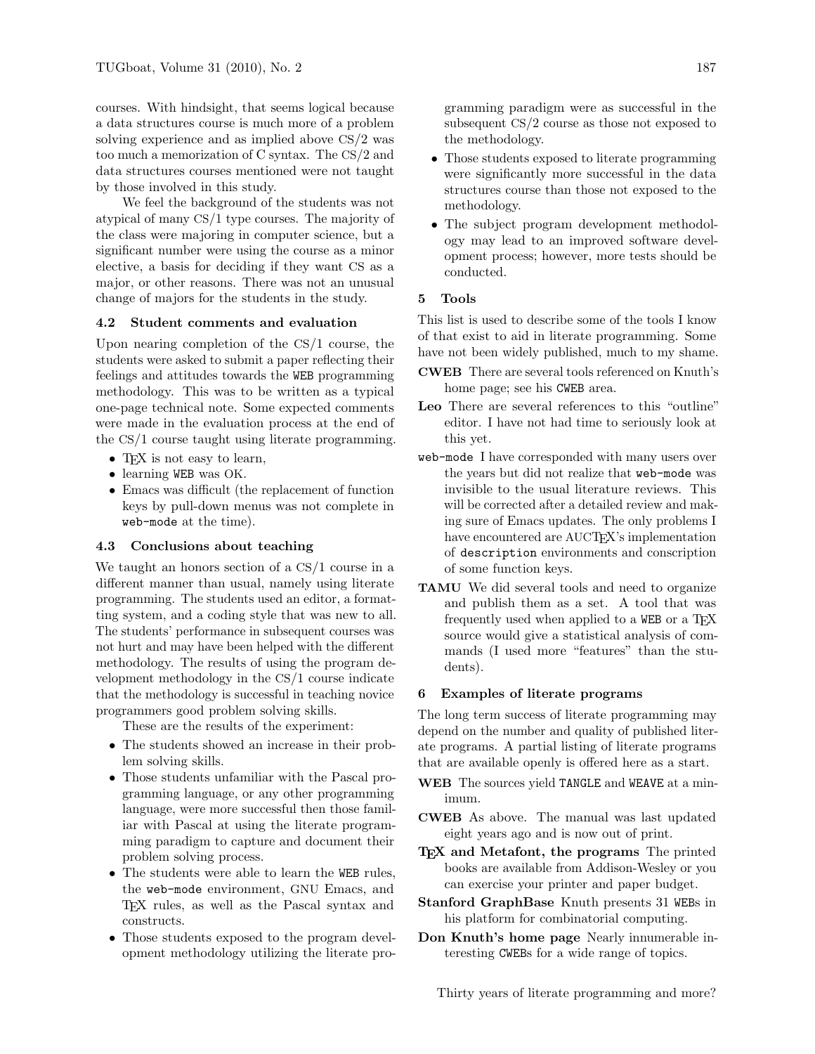courses. With hindsight, that seems logical because a data structures course is much more of a problem solving experience and as implied above CS/2 was too much a memorization of C syntax. The CS/2 and data structures courses mentioned were not taught by those involved in this study.

We feel the background of the students was not atypical of many CS/1 type courses. The majority of the class were majoring in computer science, but a significant number were using the course as a minor elective, a basis for deciding if they want CS as a major, or other reasons. There was not an unusual change of majors for the students in the study.

### 4.2 Student comments and evaluation

Upon nearing completion of the CS/1 course, the students were asked to submit a paper reflecting their feelings and attitudes towards the `WEB` programming methodology. This was to be written as a typical one-page technical note. Some expected comments were made in the evaluation process at the end of the CS/1 course taught using literate programming.

- TeX is not easy to learn,
- learning `WEB` was OK.
- Emacs was difficult (the replacement of function keys by pull-down menus was not complete in `web-mode` at the time).

### 4.3 Conclusions about teaching

We taught an honors section of a CS/1 course in a different manner than usual, namely using literate programming. The students used an editor, a formatting system, and a coding style that was new to all. The students' performance in subsequent courses was not hurt and may have been helped with the different methodology. The results of using the program development methodology in the CS/1 course indicate that the methodology is successful in teaching novice programmers good problem solving skills.

These are the results of the experiment:

- The students showed an increase in their problem solving skills.
- Those students unfamiliar with the Pascal programming language, or any other programming language, were more successful then those familiar with Pascal at using the literate programming paradigm to capture and document their problem solving process.
- The students were able to learn the `WEB` rules, the `web-mode` environment, GNU Emacs, and TeX rules, as well as the Pascal syntax and constructs.
- Those students exposed to the program development methodology utilizing the literate programming paradigm were as successful in the subsequent CS/2 course as those not exposed to the methodology.
- Those students exposed to literate programming were significantly more successful in the data structures course than those not exposed to the methodology.
- The subject program development methodology may lead to an improved software development process; however, more tests should be conducted.

## 5 Tools

This list is used to describe some of the tools I know of that exist to aid in literate programming. Some have not been widely published, much to my shame.

**CWEB** There are several tools referenced on Knuth's home page; see his `CWEB` area.

**Leo** There are several references to this "outline" editor. I have not had time to seriously look at this yet.

`web-mode` I have corresponded with many users over the years but did not realize that `web-mode` was invisible to the usual literature reviews. This will be corrected after a detailed review and making sure of Emacs updates. The only problems I have encountered are AUCTeX's implementation of `description` environments and conscription of some function keys.

**TAMU** We did several tools and need to organize and publish them as a set. A tool that was frequently used when applied to a `WEB` or a TeX source would give a statistical analysis of commands (I used more "features" than the students).

## 6 Examples of literate programs

The long term success of literate programming may depend on the number and quality of published literate programs. A partial listing of literate programs that are available openly is offered here as a start.

**WEB** The sources yield `TANGLE` and `WEAVE` at a minimum.

**CWEB** As above. The manual was last updated eight years ago and is now out of print.

**TeX and Metafont, the programs** The printed books are available from Addison-Wesley or you can exercise your printer and paper budget.

**Stanford GraphBase** Knuth presents 31 `WEB`s in his platform for combinatorial computing.

**Don Knuth's home page** Nearly innumerable interesting `CWEB`s for a wide range of topics.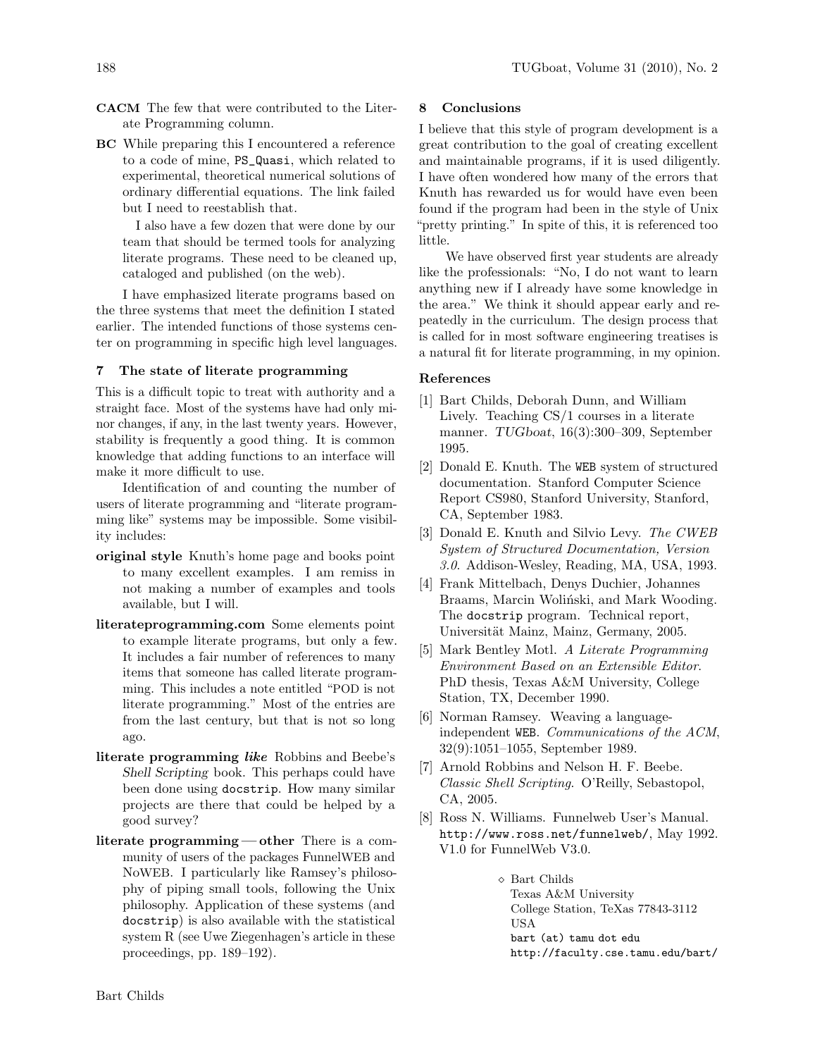**CACM** The few that were contributed to the Literate Programming column.

**BC** While preparing this I encountered a reference to a code of mine, `PS_Quasi`, which related to experimental, theoretical numerical solutions of ordinary differential equations. The link failed but I need to reestablish that.

I also have a few dozen that were done by our team that should be termed tools for analyzing literate programs. These need to be cleaned up, cataloged and published (on the web).

I have emphasized literate programs based on the three systems that meet the definition I stated earlier. The intended functions of those systems center on programming in specific high level languages.

## 7 The state of literate programming

This is a difficult topic to treat with authority and a straight face. Most of the systems have had only minor changes, if any, in the last twenty years. However, stability is frequently a good thing. It is common knowledge that adding functions to an interface will make it more difficult to use.

Identification of and counting the number of users of literate programming and "literate programming like" systems may be impossible. Some visibility includes:

**original style** Knuth's home page and books point to many excellent examples. I am remiss in not making a number of examples and tools available, but I will.

**literateprogramming.com** Some elements point to example literate programs, but only a few. It includes a fair number of references to many items that someone has called literate programming. This includes a note entitled "POD is not literate programming." Most of the entries are from the last century, but that is not so long ago.

**literate programming *like*** Robbins and Beebe's *Shell Scripting* book. This perhaps could have been done using `docstrip`. How many similar projects are there that could be helped by a good survey?

**literate programming — other** There is a community of users of the packages FunnelWEB and NoWEB. I particularly like Ramsey's philosophy of piping small tools, following the Unix philosophy. Application of these systems (and `docstrip`) is also available with the statistical system R (see Uwe Ziegenhagen's article in these proceedings, pp. 189–192).

## 8 Conclusions

I believe that this style of program development is a great contribution to the goal of creating excellent and maintainable programs, if it is used diligently. I have often wondered how many of the errors that Knuth has rewarded us for would have even been found if the program had been in the style of Unix "pretty printing." In spite of this, it is referenced too little.

We have observed first year students are already like the professionals: "No, I do not want to learn anything new if I already have some knowledge in the area." We think it should appear early and repeatedly in the curriculum. The design process that is called for in most software engineering treatises is a natural fit for literate programming, in my opinion.

### References

[1] Bart Childs, Deborah Dunn, and William Lively. Teaching CS/1 courses in a literate manner. *TUGboat*, 16(3):300–309, September 1995.

[2] Donald E. Knuth. The `WEB` system of structured documentation. Stanford Computer Science Report CS980, Stanford University, Stanford, CA, September 1983.

[3] Donald E. Knuth and Silvio Levy. *The CWEB System of Structured Documentation, Version 3.0*. Addison-Wesley, Reading, MA, USA, 1993.

[4] Frank Mittelbach, Denys Duchier, Johannes Braams, Marcin Woliński, and Mark Wooding. The `docstrip` program. Technical report, Universität Mainz, Mainz, Germany, 2005.

[5] Mark Bentley Motl. *A Literate Programming Environment Based on an Extensible Editor*. PhD thesis, Texas A&M University, College Station, TX, December 1990.

[6] Norman Ramsey. Weaving a language-independent `WEB`. *Communications of the ACM*, 32(9):1051–1055, September 1989.

[7] Arnold Robbins and Nelson H. F. Beebe. *Classic Shell Scripting*. O'Reilly, Sebastopol, CA, 2005.

[8] Ross N. Williams. Funnelweb User's Manual. `http://www.ross.net/funnelweb/`, May 1992. V1.0 for FunnelWeb V3.0.

◇ Bart Childs
Texas A&M University
College Station, TeXas 77843-3112
USA
`bart (at) tamu dot edu`
`http://faculty.cse.tamu.edu/bart/`